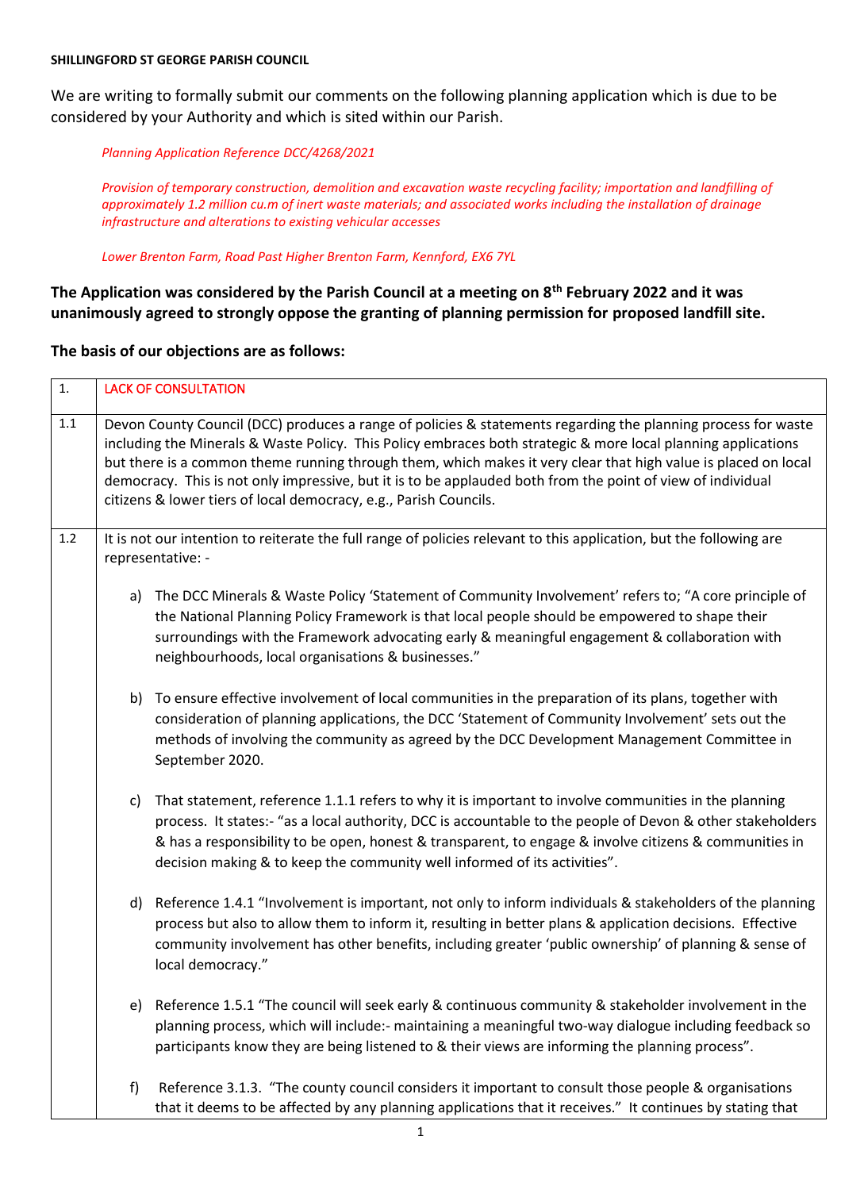**SHILLINGFORD ST GEORGE PARISH COUNCIL**

We are writing to formally submit our comments on the following planning application which is due to be considered by your Authority and which is sited within our Parish.

*Planning Application Reference DCC/4268/2021*

*Provision of temporary construction, demolition and excavation waste recycling facility; importation and landfilling of approximately 1.2 million cu.m of inert waste materials; and associated works including the installation of drainage infrastructure and alterations to existing vehicular accesses*

*Lower Brenton Farm, Road Past Higher Brenton Farm, Kennford, EX6 7YL*

**The Application was considered by the Parish Council at a meeting on 8th February 2022 and it was unanimously agreed to strongly oppose the granting of planning permission for proposed landfill site.**

**The basis of our objections are as follows:**

| | |
|---|---|
| 1. | LACK OF CONSULTATION |
| 1.1 | Devon County Council (DCC) produces a range of policies & statements regarding the planning process for waste including the Minerals & Waste Policy. This Policy embraces both strategic & more local planning applications but there is a common theme running through them, which makes it very clear that high value is placed on local democracy. This is not only impressive, but it is to be applauded both from the point of view of individual citizens & lower tiers of local democracy, e.g., Parish Councils. |
| 1.2 | It is not our intention to reiterate the full range of policies relevant to this application, but the following are representative: -<br><br>a) The DCC Minerals & Waste Policy 'Statement of Community Involvement' refers to; "A core principle of the National Planning Policy Framework is that local people should be empowered to shape their surroundings with the Framework advocating early & meaningful engagement & collaboration with neighbourhoods, local organisations & businesses."<br><br>b) To ensure effective involvement of local communities in the preparation of its plans, together with consideration of planning applications, the DCC 'Statement of Community Involvement' sets out the methods of involving the community as agreed by the DCC Development Management Committee in September 2020.<br><br>c) That statement, reference 1.1.1 refers to why it is important to involve communities in the planning process. It states:- "as a local authority, DCC is accountable to the people of Devon & other stakeholders & has a responsibility to be open, honest & transparent, to engage & involve citizens & communities in decision making & to keep the community well informed of its activities".<br><br>d) Reference 1.4.1 "Involvement is important, not only to inform individuals & stakeholders of the planning process but also to allow them to inform it, resulting in better plans & application decisions. Effective community involvement has other benefits, including greater 'public ownership' of planning & sense of local democracy."<br><br>e) Reference 1.5.1 "The council will seek early & continuous community & stakeholder involvement in the planning process, which will include:- maintaining a meaningful two-way dialogue including feedback so participants know they are being listened to & their views are informing the planning process".<br><br>f) Reference 3.1.3. "The county council considers it important to consult those people & organisations that it deems to be affected by any planning applications that it receives." It continues by stating that |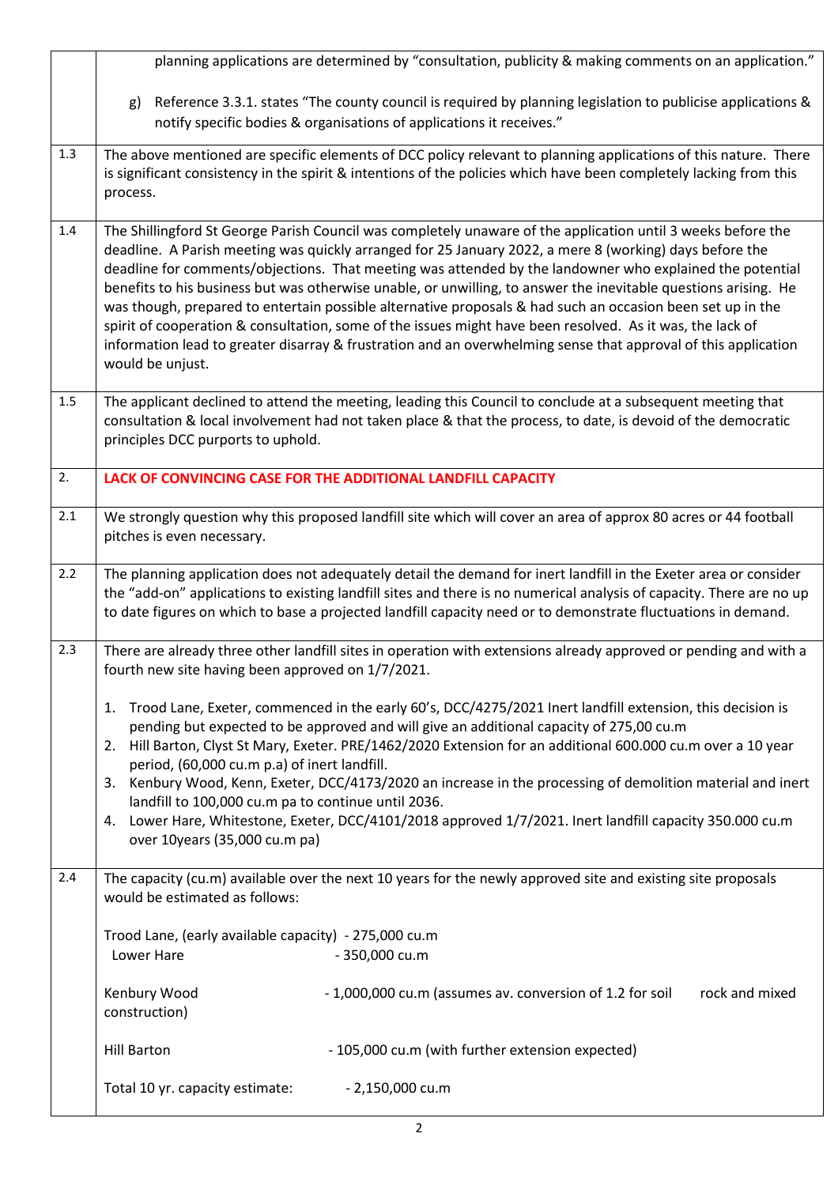| | |
|---|---|
| | planning applications are determined by "consultation, publicity & making comments on an application."<br><br>g) Reference 3.3.1. states "The county council is required by planning legislation to publicise applications & notify specific bodies & organisations of applications it receives." |
| 1.3 | The above mentioned are specific elements of DCC policy relevant to planning applications of this nature. There is significant consistency in the spirit & intentions of the policies which have been completely lacking from this process. |
| 1.4 | The Shillingford St George Parish Council was completely unaware of the application until 3 weeks before the deadline. A Parish meeting was quickly arranged for 25 January 2022, a mere 8 (working) days before the deadline for comments/objections. That meeting was attended by the landowner who explained the potential benefits to his business but was otherwise unable, or unwilling, to answer the inevitable questions arising. He was though, prepared to entertain possible alternative proposals & had such an occasion been set up in the spirit of cooperation & consultation, some of the issues might have been resolved. As it was, the lack of information lead to greater disarray & frustration and an overwhelming sense that approval of this application would be unjust. |
| 1.5 | The applicant declined to attend the meeting, leading this Council to conclude at a subsequent meeting that consultation & local involvement had not taken place & that the process, to date, is devoid of the democratic principles DCC purports to uphold. |
| 2. | **LACK OF CONVINCING CASE FOR THE ADDITIONAL LANDFILL CAPACITY** |
| 2.1 | We strongly question why this proposed landfill site which will cover an area of approx 80 acres or 44 football pitches is even necessary. |
| 2.2 | The planning application does not adequately detail the demand for inert landfill in the Exeter area or consider the "add-on" applications to existing landfill sites and there is no numerical analysis of capacity. There are no up to date figures on which to base a projected landfill capacity need or to demonstrate fluctuations in demand. |
| 2.3 | There are already three other landfill sites in operation with extensions already approved or pending and with a fourth new site having been approved on 1/7/2021.<br><br>1. Trood Lane, Exeter, commenced in the early 60's, DCC/4275/2021 Inert landfill extension, this decision is pending but expected to be approved and will give an additional capacity of 275,00 cu.m<br>2. Hill Barton, Clyst St Mary, Exeter. PRE/1462/2020 Extension for an additional 600.000 cu.m over a 10 year period, (60,000 cu.m p.a) of inert landfill.<br>3. Kenbury Wood, Kenn, Exeter, DCC/4173/2020 an increase in the processing of demolition material and inert landfill to 100,000 cu.m pa to continue until 2036.<br>4. Lower Hare, Whitestone, Exeter, DCC/4101/2018 approved 1/7/2021. Inert landfill capacity 350.000 cu.m over 10years (35,000 cu.m pa) |
| 2.4 | The capacity (cu.m) available over the next 10 years for the newly approved site and existing site proposals would be estimated as follows:<br><br>Trood Lane, (early available capacity) - 275,000 cu.m<br>Lower Hare - 350,000 cu.m<br><br>Kenbury Wood - 1,000,000 cu.m (assumes av. conversion of 1.2 for soil rock and mixed construction)<br><br>Hill Barton - 105,000 cu.m (with further extension expected)<br><br>Total 10 yr. capacity estimate: - 2,150,000 cu.m |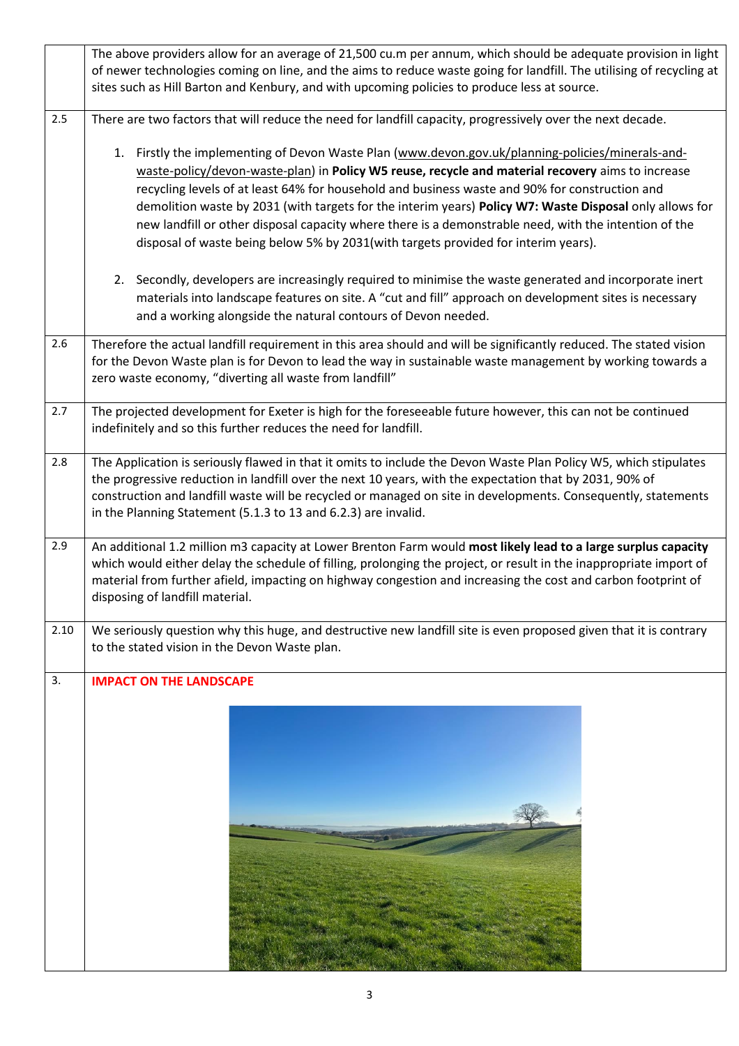| | |
|---|---|
| | The above providers allow for an average of 21,500 cu.m per annum, which should be adequate provision in light of newer technologies coming on line, and the aims to reduce waste going for landfill. The utilising of recycling at sites such as Hill Barton and Kenbury, and with upcoming policies to produce less at source. |
| 2.5 | There are two factors that will reduce the need for landfill capacity, progressively over the next decade.<br><br>1. Firstly the implementing of Devon Waste Plan (www.devon.gov.uk/planning-policies/minerals-and-waste-policy/devon-waste-plan) in **Policy W5 reuse, recycle and material recovery** aims to increase recycling levels of at least 64% for household and business waste and 90% for construction and demolition waste by 2031 (with targets for the interim years) **Policy W7: Waste Disposal** only allows for new landfill or other disposal capacity where there is a demonstrable need, with the intention of the disposal of waste being below 5% by 2031(with targets provided for interim years).<br><br>2. Secondly, developers are increasingly required to minimise the waste generated and incorporate inert materials into landscape features on site. A "cut and fill" approach on development sites is necessary and a working alongside the natural contours of Devon needed. |
| 2.6 | Therefore the actual landfill requirement in this area should and will be significantly reduced. The stated vision for the Devon Waste plan is for Devon to lead the way in sustainable waste management by working towards a zero waste economy, "diverting all waste from landfill" |
| 2.7 | The projected development for Exeter is high for the foreseeable future however, this can not be continued indefinitely and so this further reduces the need for landfill. |
| 2.8 | The Application is seriously flawed in that it omits to include the Devon Waste Plan Policy W5, which stipulates the progressive reduction in landfill over the next 10 years, with the expectation that by 2031, 90% of construction and landfill waste will be recycled or managed on site in developments. Consequently, statements in the Planning Statement (5.1.3 to 13 and 6.2.3) are invalid. |
| 2.9 | An additional 1.2 million m3 capacity at Lower Brenton Farm would **most likely lead to a large surplus capacity** which would either delay the schedule of filling, prolonging the project, or result in the inappropriate import of material from further afield, impacting on highway congestion and increasing the cost and carbon footprint of disposing of landfill material. |
| 2.10 | We seriously question why this huge, and destructive new landfill site is even proposed given that it is contrary to the stated vision in the Devon Waste plan. |
| 3. | **IMPACT ON THE LANDSCAPE** |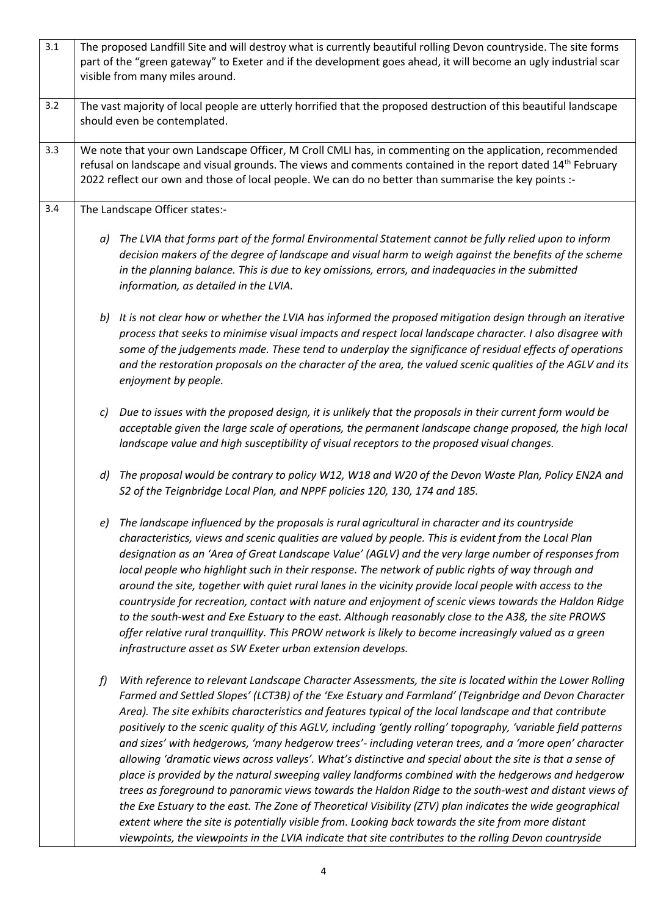| | |
|---|---|
| 3.1 | The proposed Landfill Site and will destroy what is currently beautiful rolling Devon countryside. The site forms part of the "green gateway" to Exeter and if the development goes ahead, it will become an ugly industrial scar visible from many miles around. |
| 3.2 | The vast majority of local people are utterly horrified that the proposed destruction of this beautiful landscape should even be contemplated. |
| 3.3 | We note that your own Landscape Officer, M Croll CMLI has, in commenting on the application, recommended refusal on landscape and visual grounds. The views and comments contained in the report dated 14th February 2022 reflect our own and those of local people. We can do no better than summarise the key points :- |
| 3.4 | The Landscape Officer states:-<br><br>*a) The LVIA that forms part of the formal Environmental Statement cannot be fully relied upon to inform decision makers of the degree of landscape and visual harm to weigh against the benefits of the scheme in the planning balance. This is due to key omissions, errors, and inadequacies in the submitted information, as detailed in the LVIA.*<br><br>*b) It is not clear how or whether the LVIA has informed the proposed mitigation design through an iterative process that seeks to minimise visual impacts and respect local landscape character. I also disagree with some of the judgements made. These tend to underplay the significance of residual effects of operations and the restoration proposals on the character of the area, the valued scenic qualities of the AGLV and its enjoyment by people.*<br><br>*c) Due to issues with the proposed design, it is unlikely that the proposals in their current form would be acceptable given the large scale of operations, the permanent landscape change proposed, the high local landscape value and high susceptibility of visual receptors to the proposed visual changes.*<br><br>*d) The proposal would be contrary to policy W12, W18 and W20 of the Devon Waste Plan, Policy EN2A and S2 of the Teignbridge Local Plan, and NPPF policies 120, 130, 174 and 185.*<br><br>*e) The landscape influenced by the proposals is rural agricultural in character and its countryside characteristics, views and scenic qualities are valued by people. This is evident from the Local Plan designation as an 'Area of Great Landscape Value' (AGLV) and the very large number of responses from local people who highlight such in their response. The network of public rights of way through and around the site, together with quiet rural lanes in the vicinity provide local people with access to the countryside for recreation, contact with nature and enjoyment of scenic views towards the Haldon Ridge to the south-west and Exe Estuary to the east. Although reasonably close to the A38, the site PROWS offer relative rural tranquillity. This PROW network is likely to become increasingly valued as a green infrastructure asset as SW Exeter urban extension develops.*<br><br>*f) With reference to relevant Landscape Character Assessments, the site is located within the Lower Rolling Farmed and Settled Slopes' (LCT3B) of the 'Exe Estuary and Farmland' (Teignbridge and Devon Character Area). The site exhibits characteristics and features typical of the local landscape and that contribute positively to the scenic quality of this AGLV, including 'gently rolling' topography, 'variable field patterns and sizes' with hedgerows, 'many hedgerow trees'- including veteran trees, and a 'more open' character allowing 'dramatic views across valleys'. What's distinctive and special about the site is that a sense of place is provided by the natural sweeping valley landforms combined with the hedgerows and hedgerow trees as foreground to panoramic views towards the Haldon Ridge to the south-west and distant views of the Exe Estuary to the east. The Zone of Theoretical Visibility (ZTV) plan indicates the wide geographical extent where the site is potentially visible from. Looking back towards the site from more distant viewpoints, the viewpoints in the LVIA indicate that site contributes to the rolling Devon countryside* |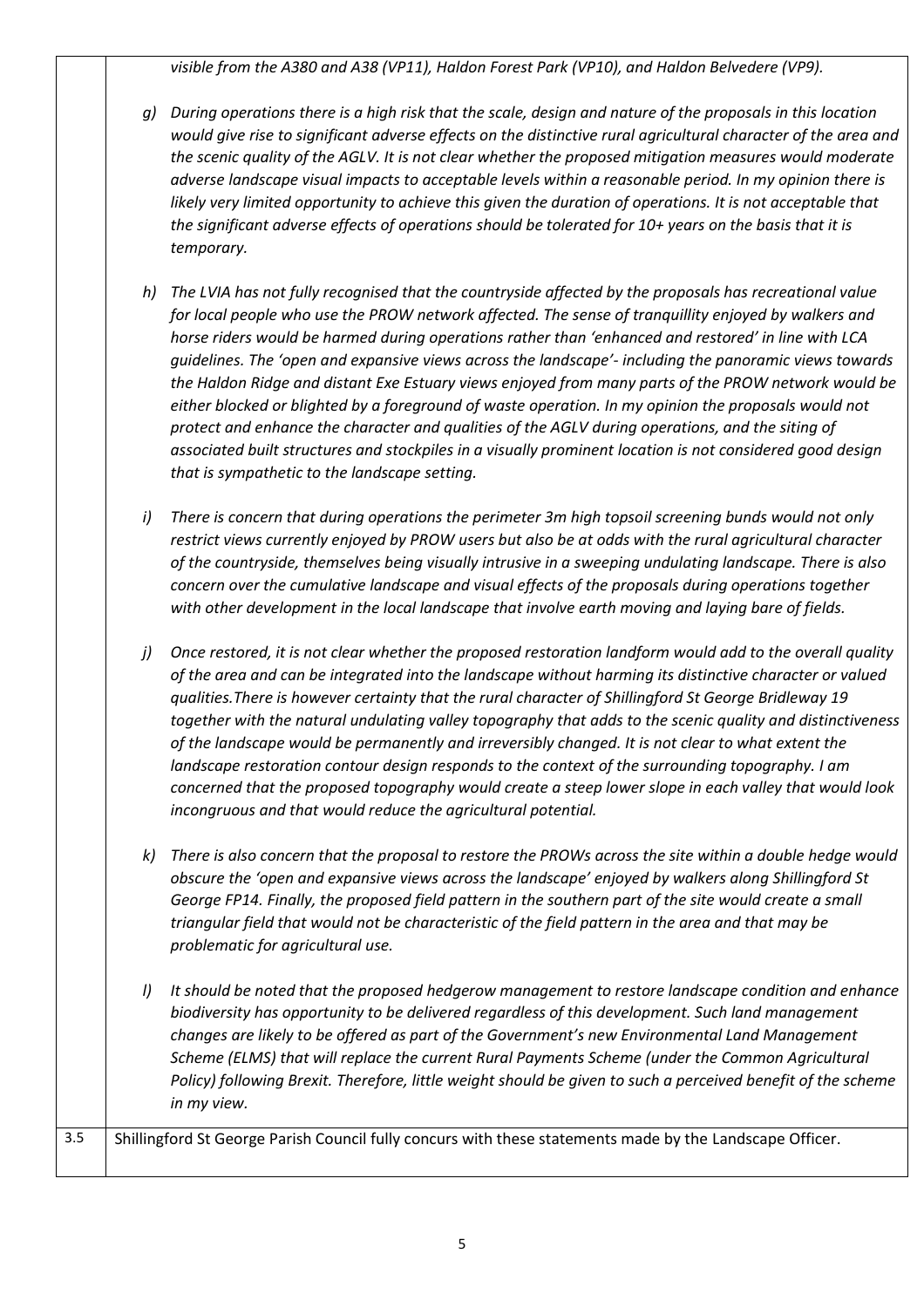| | |
|---|---|
| | *visible from the A380 and A38 (VP11), Haldon Forest Park (VP10), and Haldon Belvedere (VP9).*<br><br>*g) During operations there is a high risk that the scale, design and nature of the proposals in this location would give rise to significant adverse effects on the distinctive rural agricultural character of the area and the scenic quality of the AGLV. It is not clear whether the proposed mitigation measures would moderate adverse landscape visual impacts to acceptable levels within a reasonable period. In my opinion there is likely very limited opportunity to achieve this given the duration of operations. It is not acceptable that the significant adverse effects of operations should be tolerated for 10+ years on the basis that it is temporary.*<br><br>*h) The LVIA has not fully recognised that the countryside affected by the proposals has recreational value for local people who use the PROW network affected. The sense of tranquillity enjoyed by walkers and horse riders would be harmed during operations rather than 'enhanced and restored' in line with LCA guidelines. The 'open and expansive views across the landscape'- including the panoramic views towards the Haldon Ridge and distant Exe Estuary views enjoyed from many parts of the PROW network would be either blocked or blighted by a foreground of waste operation. In my opinion the proposals would not protect and enhance the character and qualities of the AGLV during operations, and the siting of associated built structures and stockpiles in a visually prominent location is not considered good design that is sympathetic to the landscape setting.*<br><br>*i) There is concern that during operations the perimeter 3m high topsoil screening bunds would not only restrict views currently enjoyed by PROW users but also be at odds with the rural agricultural character of the countryside, themselves being visually intrusive in a sweeping undulating landscape. There is also concern over the cumulative landscape and visual effects of the proposals during operations together with other development in the local landscape that involve earth moving and laying bare of fields.*<br><br>*j) Once restored, it is not clear whether the proposed restoration landform would add to the overall quality of the area and can be integrated into the landscape without harming its distinctive character or valued qualities.There is however certainty that the rural character of Shillingford St George Bridleway 19 together with the natural undulating valley topography that adds to the scenic quality and distinctiveness of the landscape would be permanently and irreversibly changed. It is not clear to what extent the landscape restoration contour design responds to the context of the surrounding topography. I am concerned that the proposed topography would create a steep lower slope in each valley that would look incongruous and that would reduce the agricultural potential.*<br><br>*k) There is also concern that the proposal to restore the PROWs across the site within a double hedge would obscure the 'open and expansive views across the landscape' enjoyed by walkers along Shillingford St George FP14. Finally, the proposed field pattern in the southern part of the site would create a small triangular field that would not be characteristic of the field pattern in the area and that may be problematic for agricultural use.*<br><br>*l) It should be noted that the proposed hedgerow management to restore landscape condition and enhance biodiversity has opportunity to be delivered regardless of this development. Such land management changes are likely to be offered as part of the Government's new Environmental Land Management Scheme (ELMS) that will replace the current Rural Payments Scheme (under the Common Agricultural Policy) following Brexit. Therefore, little weight should be given to such a perceived benefit of the scheme in my view.* |
| 3.5 | Shillingford St George Parish Council fully concurs with these statements made by the Landscape Officer. |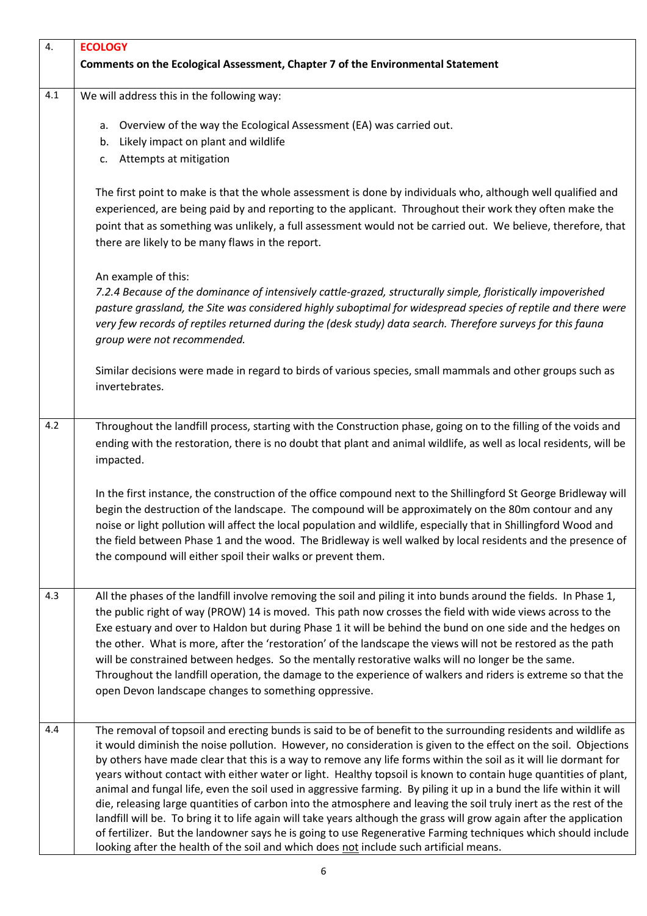| | |
|---|---|
| 4. | **ECOLOGY**<br>**Comments on the Ecological Assessment, Chapter 7 of the Environmental Statement** |
| 4.1 | We will address this in the following way:<br><br>a. Overview of the way the Ecological Assessment (EA) was carried out.<br>b. Likely impact on plant and wildlife<br>c. Attempts at mitigation<br><br>The first point to make is that the whole assessment is done by individuals who, although well qualified and experienced, are being paid by and reporting to the applicant. Throughout their work they often make the point that as something was unlikely, a full assessment would not be carried out. We believe, therefore, that there are likely to be many flaws in the report.<br><br>An example of this:<br>*7.2.4 Because of the dominance of intensively cattle-grazed, structurally simple, floristically impoverished pasture grassland, the Site was considered highly suboptimal for widespread species of reptile and there were very few records of reptiles returned during the (desk study) data search. Therefore surveys for this fauna group were not recommended.*<br><br>Similar decisions were made in regard to birds of various species, small mammals and other groups such as invertebrates. |
| 4.2 | Throughout the landfill process, starting with the Construction phase, going on to the filling of the voids and ending with the restoration, there is no doubt that plant and animal wildlife, as well as local residents, will be impacted.<br><br>In the first instance, the construction of the office compound next to the Shillingford St George Bridleway will begin the destruction of the landscape. The compound will be approximately on the 80m contour and any noise or light pollution will affect the local population and wildlife, especially that in Shillingford Wood and the field between Phase 1 and the wood. The Bridleway is well walked by local residents and the presence of the compound will either spoil their walks or prevent them. |
| 4.3 | All the phases of the landfill involve removing the soil and piling it into bunds around the fields. In Phase 1, the public right of way (PROW) 14 is moved. This path now crosses the field with wide views across to the Exe estuary and over to Haldon but during Phase 1 it will be behind the bund on one side and the hedges on the other. What is more, after the 'restoration' of the landscape the views will not be restored as the path will be constrained between hedges. So the mentally restorative walks will no longer be the same. Throughout the landfill operation, the damage to the experience of walkers and riders is extreme so that the open Devon landscape changes to something oppressive. |
| 4.4 | The removal of topsoil and erecting bunds is said to be of benefit to the surrounding residents and wildlife as it would diminish the noise pollution. However, no consideration is given to the effect on the soil. Objections by others have made clear that this is a way to remove any life forms within the soil as it will lie dormant for years without contact with either water or light. Healthy topsoil is known to contain huge quantities of plant, animal and fungal life, even the soil used in aggressive farming. By piling it up in a bund the life within it will die, releasing large quantities of carbon into the atmosphere and leaving the soil truly inert as the rest of the landfill will be. To bring it to life again will take years although the grass will grow again after the application of fertilizer. But the landowner says he is going to use Regenerative Farming techniques which should include looking after the health of the soil and which does <u>not</u> include such artificial means. |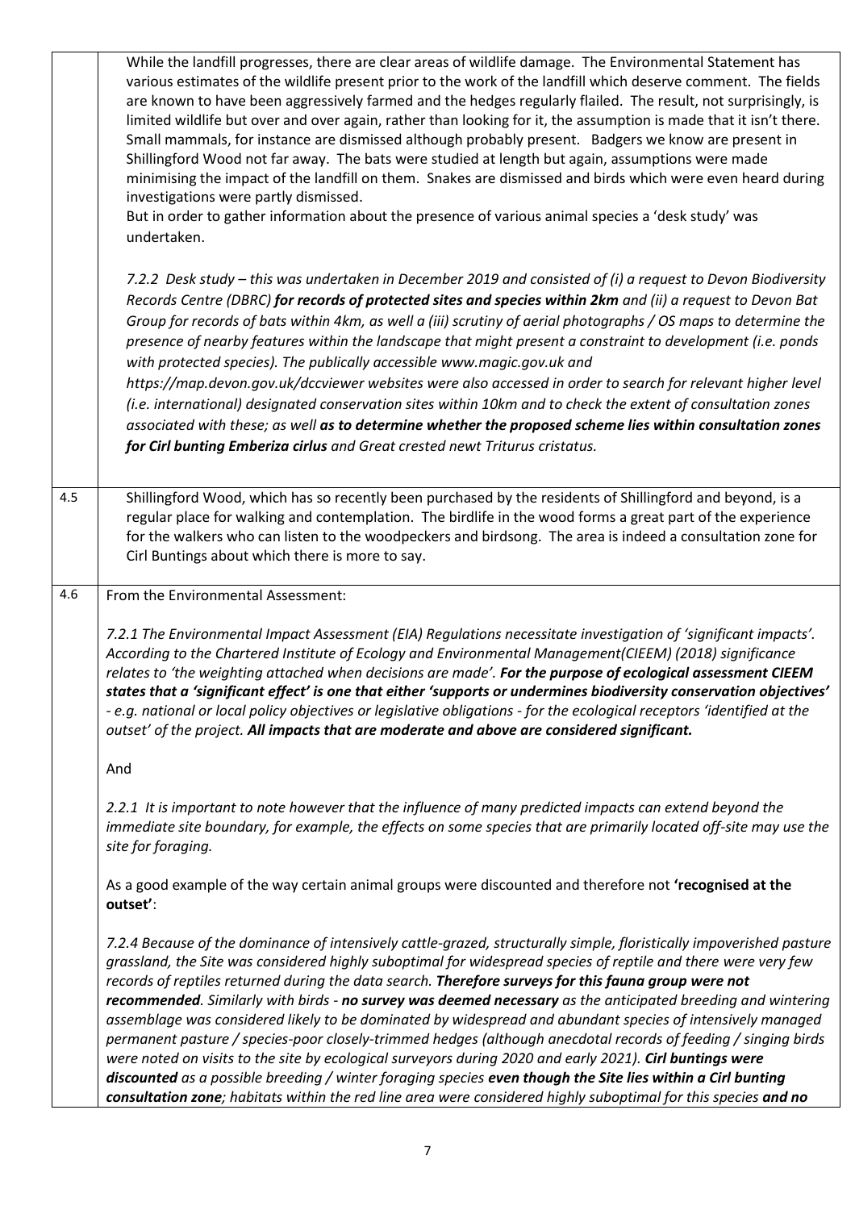| | |
|---|---|
| | While the landfill progresses, there are clear areas of wildlife damage. The Environmental Statement has various estimates of the wildlife present prior to the work of the landfill which deserve comment. The fields are known to have been aggressively farmed and the hedges regularly flailed. The result, not surprisingly, is limited wildlife but over and over again, rather than looking for it, the assumption is made that it isn't there. Small mammals, for instance are dismissed although probably present. Badgers we know are present in Shillingford Wood not far away. The bats were studied at length but again, assumptions were made minimising the impact of the landfill on them. Snakes are dismissed and birds which were even heard during investigations were partly dismissed.<br>But in order to gather information about the presence of various animal species a 'desk study' was undertaken.<br><br>*7.2.2 Desk study – this was undertaken in December 2019 and consisted of (i) a request to Devon Biodiversity Records Centre (DBRC)* ***for records of protected sites and species within 2km*** *and (ii) a request to Devon Bat Group for records of bats within 4km, as well a (iii) scrutiny of aerial photographs / OS maps to determine the presence of nearby features within the landscape that might present a constraint to development (i.e. ponds with protected species). The publically accessible www.magic.gov.uk and https://map.devon.gov.uk/dccviewer websites were also accessed in order to search for relevant higher level (i.e. international) designated conservation sites within 10km and to check the extent of consultation zones associated with these; as well* ***as to determine whether the proposed scheme lies within consultation zones for Cirl bunting Emberiza cirlus*** *and Great crested newt Triturus cristatus.* |
| 4.5 | Shillingford Wood, which has so recently been purchased by the residents of Shillingford and beyond, is a regular place for walking and contemplation. The birdlife in the wood forms a great part of the experience for the walkers who can listen to the woodpeckers and birdsong. The area is indeed a consultation zone for Cirl Buntings about which there is more to say. |
| 4.6 | From the Environmental Assessment:<br><br>*7.2.1 The Environmental Impact Assessment (EIA) Regulations necessitate investigation of 'significant impacts'. According to the Chartered Institute of Ecology and Environmental Management(CIEEM) (2018) significance relates to 'the weighting attached when decisions are made'.* ***For the purpose of ecological assessment CIEEM states that a 'significant effect' is one that either 'supports or undermines biodiversity conservation objectives'*** *- e.g. national or local policy objectives or legislative obligations - for the ecological receptors 'identified at the outset' of the project.* ***All impacts that are moderate and above are considered significant.***<br><br>And<br><br>*2.2.1 It is important to note however that the influence of many predicted impacts can extend beyond the immediate site boundary, for example, the effects on some species that are primarily located off-site may use the site for foraging.*<br><br>As a good example of the way certain animal groups were discounted and therefore not **'recognised at the outset'**:<br><br>*7.2.4 Because of the dominance of intensively cattle-grazed, structurally simple, floristically impoverished pasture grassland, the Site was considered highly suboptimal for widespread species of reptile and there were very few records of reptiles returned during the data search.* ***Therefore surveys for this fauna group were not recommended****. Similarly with birds -* ***no survey was deemed necessary*** *as the anticipated breeding and wintering assemblage was considered likely to be dominated by widespread and abundant species of intensively managed permanent pasture / species-poor closely-trimmed hedges (although anecdotal records of feeding / singing birds were noted on visits to the site by ecological surveyors during 2020 and early 2021).* ***Cirl buntings were discounted*** *as a possible breeding / winter foraging species* ***even though the Site lies within a Cirl bunting consultation zone****; habitats within the red line area were considered highly suboptimal for this species* ***and no*** |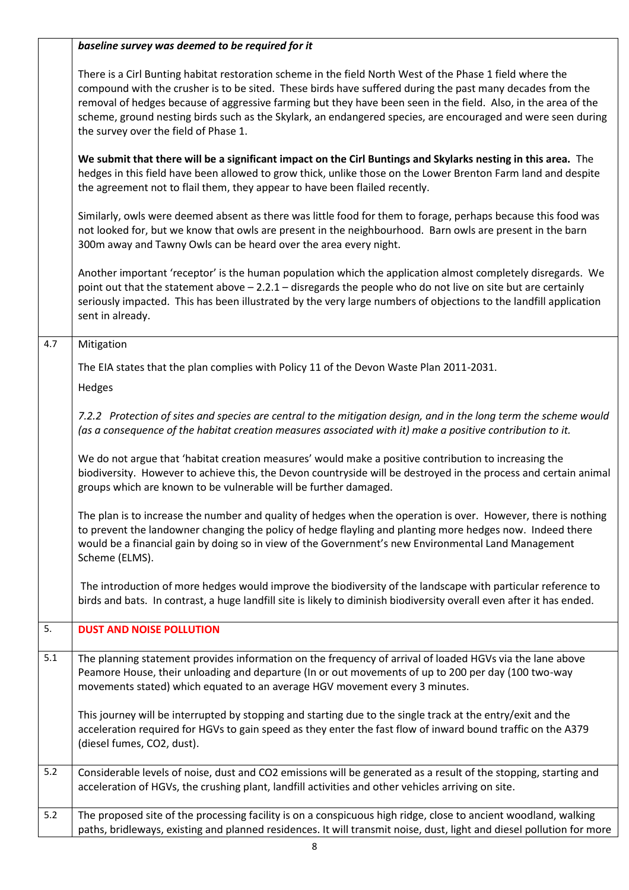| | |
|---|---|
| | ***baseline survey was deemed to be required for it***<br><br>There is a Cirl Bunting habitat restoration scheme in the field North West of the Phase 1 field where the compound with the crusher is to be sited. These birds have suffered during the past many decades from the removal of hedges because of aggressive farming but they have been seen in the field. Also, in the area of the scheme, ground nesting birds such as the Skylark, an endangered species, are encouraged and were seen during the survey over the field of Phase 1.<br><br>**We submit that there will be a significant impact on the Cirl Buntings and Skylarks nesting in this area.** The hedges in this field have been allowed to grow thick, unlike those on the Lower Brenton Farm land and despite the agreement not to flail them, they appear to have been flailed recently.<br><br>Similarly, owls were deemed absent as there was little food for them to forage, perhaps because this food was not looked for, but we know that owls are present in the neighbourhood. Barn owls are present in the barn 300m away and Tawny Owls can be heard over the area every night.<br><br>Another important 'receptor' is the human population which the application almost completely disregards. We point out that the statement above – 2.2.1 – disregards the people who do not live on site but are certainly seriously impacted. This has been illustrated by the very large numbers of objections to the landfill application sent in already. |
| 4.7 | Mitigation<br><br>The EIA states that the plan complies with Policy 11 of the Devon Waste Plan 2011-2031.<br><br>Hedges<br><br>*7.2.2 Protection of sites and species are central to the mitigation design, and in the long term the scheme would (as a consequence of the habitat creation measures associated with it) make a positive contribution to it.*<br><br>We do not argue that 'habitat creation measures' would make a positive contribution to increasing the biodiversity. However to achieve this, the Devon countryside will be destroyed in the process and certain animal groups which are known to be vulnerable will be further damaged.<br><br>The plan is to increase the number and quality of hedges when the operation is over. However, there is nothing to prevent the landowner changing the policy of hedge flayling and planting more hedges now. Indeed there would be a financial gain by doing so in view of the Government's new Environmental Land Management Scheme (ELMS).<br><br>The introduction of more hedges would improve the biodiversity of the landscape with particular reference to birds and bats. In contrast, a huge landfill site is likely to diminish biodiversity overall even after it has ended. |
| 5. | **DUST AND NOISE POLLUTION** |
| 5.1 | The planning statement provides information on the frequency of arrival of loaded HGVs via the lane above Peamore House, their unloading and departure (In or out movements of up to 200 per day (100 two-way movements stated) which equated to an average HGV movement every 3 minutes.<br><br>This journey will be interrupted by stopping and starting due to the single track at the entry/exit and the acceleration required for HGVs to gain speed as they enter the fast flow of inward bound traffic on the A379 (diesel fumes, $CO_2$, dust). |
| 5.2 | Considerable levels of noise, dust and $CO_2$ emissions will be generated as a result of the stopping, starting and acceleration of HGVs, the crushing plant, landfill activities and other vehicles arriving on site. |
| 5.2 | The proposed site of the processing facility is on a conspicuous high ridge, close to ancient woodland, walking paths, bridleways, existing and planned residences. It will transmit noise, dust, light and diesel pollution for more |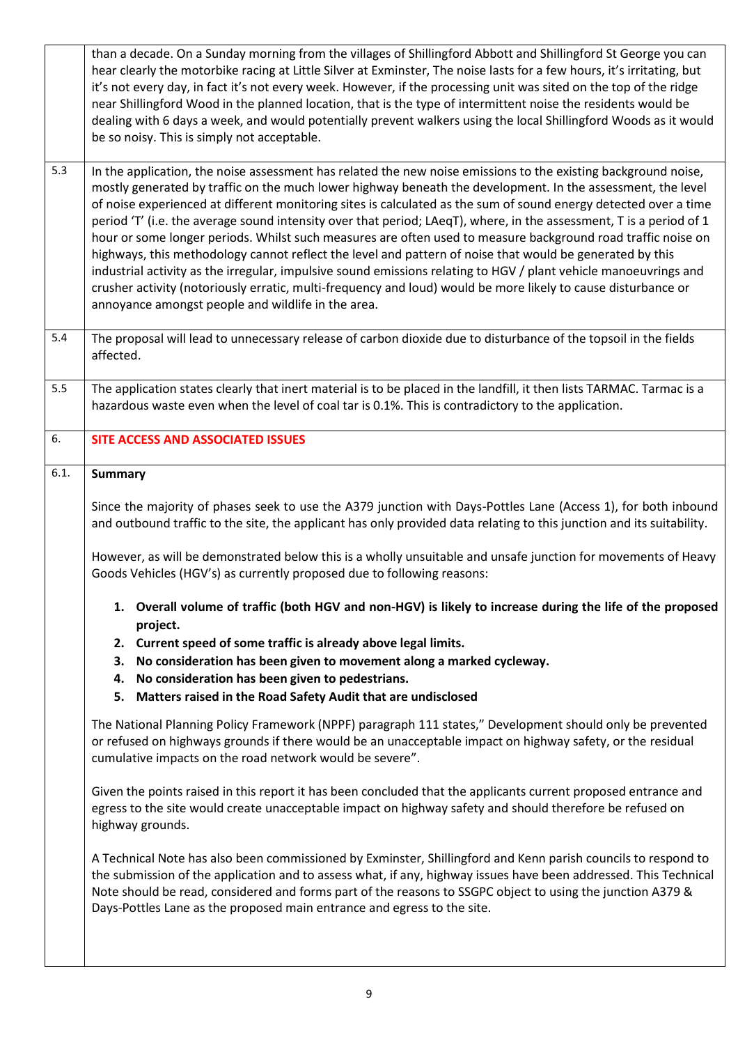| | |
|---|---|
| | than a decade. On a Sunday morning from the villages of Shillingford Abbott and Shillingford St George you can hear clearly the motorbike racing at Little Silver at Exminster, The noise lasts for a few hours, it's irritating, but it's not every day, in fact it's not every week. However, if the processing unit was sited on the top of the ridge near Shillingford Wood in the planned location, that is the type of intermittent noise the residents would be dealing with 6 days a week, and would potentially prevent walkers using the local Shillingford Woods as it would be so noisy. This is simply not acceptable. |
| 5.3 | In the application, the noise assessment has related the new noise emissions to the existing background noise, mostly generated by traffic on the much lower highway beneath the development. In the assessment, the level of noise experienced at different monitoring sites is calculated as the sum of sound energy detected over a time period 'T' (i.e. the average sound intensity over that period; LAeqT), where, in the assessment, T is a period of 1 hour or some longer periods. Whilst such measures are often used to measure background road traffic noise on highways, this methodology cannot reflect the level and pattern of noise that would be generated by this industrial activity as the irregular, impulsive sound emissions relating to HGV / plant vehicle manoeuvrings and crusher activity (notoriously erratic, multi-frequency and loud) would be more likely to cause disturbance or annoyance amongst people and wildlife in the area. |
| 5.4 | The proposal will lead to unnecessary release of carbon dioxide due to disturbance of the topsoil in the fields affected. |
| 5.5 | The application states clearly that inert material is to be placed in the landfill, it then lists TARMAC. Tarmac is a hazardous waste even when the level of coal tar is 0.1%. This is contradictory to the application. |
| 6. | **SITE ACCESS AND ASSOCIATED ISSUES** |
| 6.1. | **Summary**<br><br>Since the majority of phases seek to use the A379 junction with Days-Pottles Lane (Access 1), for both inbound and outbound traffic to the site, the applicant has only provided data relating to this junction and its suitability.<br><br>However, as will be demonstrated below this is a wholly unsuitable and unsafe junction for movements of Heavy Goods Vehicles (HGV's) as currently proposed due to following reasons:<br><br>1. **Overall volume of traffic (both HGV and non-HGV) is likely to increase during the life of the proposed project.**<br>2. **Current speed of some traffic is already above legal limits.**<br>3. **No consideration has been given to movement along a marked cycleway.**<br>4. **No consideration has been given to pedestrians.**<br>5. **Matters raised in the Road Safety Audit that are undisclosed**<br><br>The National Planning Policy Framework (NPPF) paragraph 111 states," Development should only be prevented or refused on highways grounds if there would be an unacceptable impact on highway safety, or the residual cumulative impacts on the road network would be severe".<br><br>Given the points raised in this report it has been concluded that the applicants current proposed entrance and egress to the site would create unacceptable impact on highway safety and should therefore be refused on highway grounds.<br><br>A Technical Note has also been commissioned by Exminster, Shillingford and Kenn parish councils to respond to the submission of the application and to assess what, if any, highway issues have been addressed. This Technical Note should be read, considered and forms part of the reasons to SSGPC object to using the junction A379 & Days-Pottles Lane as the proposed main entrance and egress to the site. |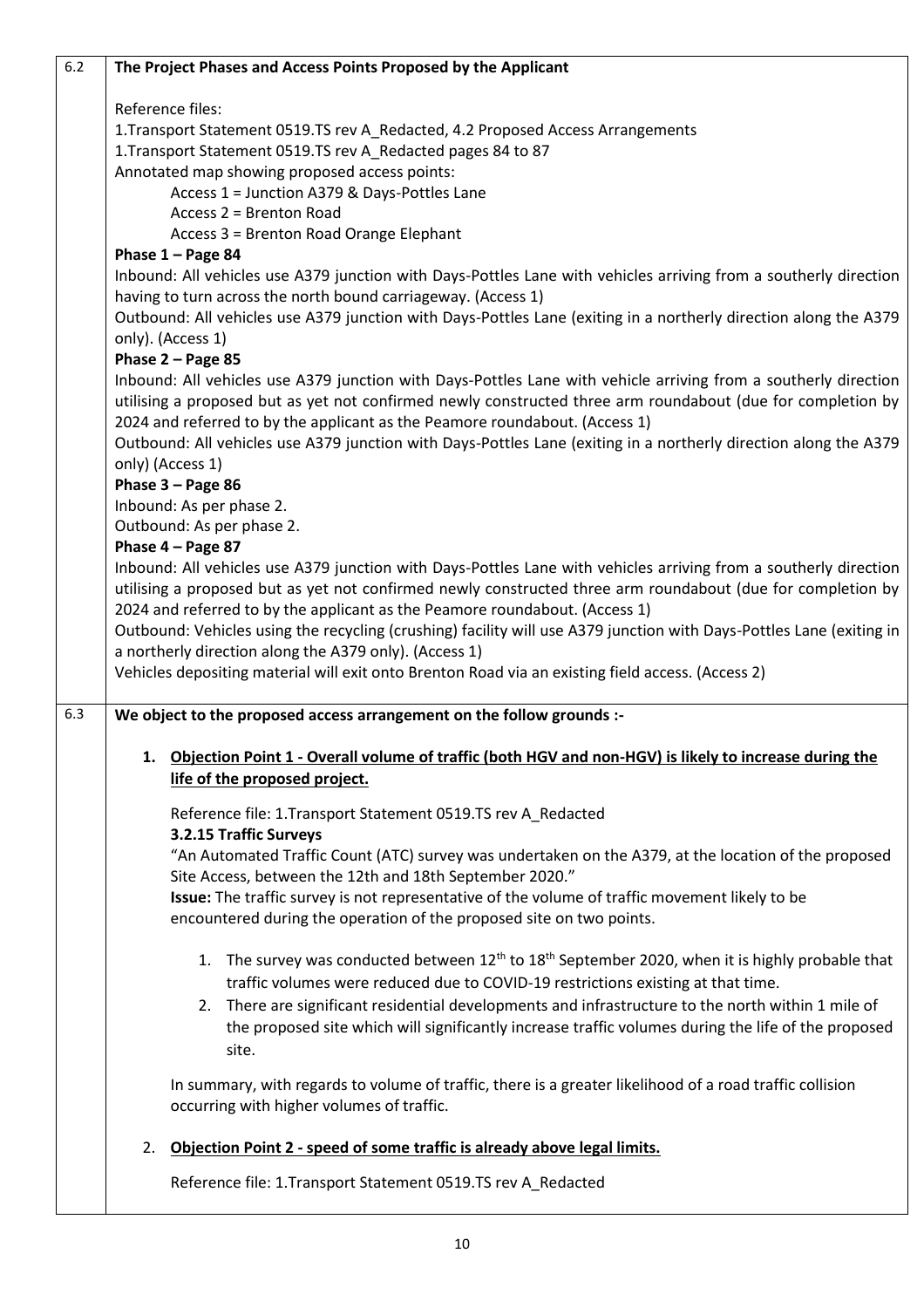| | |
|---|---|
| 6.2 | **The Project Phases and Access Points Proposed by the Applicant** |

Reference files:
1.Transport Statement 0519.TS rev A_Redacted, 4.2 Proposed Access Arrangements
1.Transport Statement 0519.TS rev A_Redacted pages 84 to 87
Annotated map showing proposed access points:

- Access 1 = Junction A379 & Days-Pottles Lane
- Access 2 = Brenton Road
- Access 3 = Brenton Road Orange Elephant

**Phase 1 – Page 84**
Inbound: All vehicles use A379 junction with Days-Pottles Lane with vehicles arriving from a southerly direction having to turn across the north bound carriageway. (Access 1)
Outbound: All vehicles use A379 junction with Days-Pottles Lane (exiting in a northerly direction along the A379 only). (Access 1)

**Phase 2 – Page 85**
Inbound: All vehicles use A379 junction with Days-Pottles Lane with vehicle arriving from a southerly direction utilising a proposed but as yet not confirmed newly constructed three arm roundabout (due for completion by 2024 and referred to by the applicant as the Peamore roundabout. (Access 1)
Outbound: All vehicles use A379 junction with Days-Pottles Lane (exiting in a northerly direction along the A379 only) (Access 1)

**Phase 3 – Page 86**
Inbound: As per phase 2.
Outbound: As per phase 2.

**Phase 4 – Page 87**
Inbound: All vehicles use A379 junction with Days-Pottles Lane with vehicles arriving from a southerly direction utilising a proposed but as yet not confirmed newly constructed three arm roundabout (due for completion by 2024 and referred to by the applicant as the Peamore roundabout. (Access 1)
Outbound: Vehicles using the recycling (crushing) facility will use A379 junction with Days-Pottles Lane (exiting in a northerly direction along the A379 only). (Access 1)
Vehicles depositing material will exit onto Brenton Road via an existing field access. (Access 2)

| | |
|---|---|
| 6.3 | **We object to the proposed access arrangement on the follow grounds :-** |

1. **<u>Objection Point 1 - Overall volume of traffic (both HGV and non-HGV) is likely to increase during the life of the proposed project.</u>**

   Reference file: 1.Transport Statement 0519.TS rev A_Redacted
   **3.2.15 Traffic Surveys**
   "An Automated Traffic Count (ATC) survey was undertaken on the A379, at the location of the proposed Site Access, between the 12th and 18th September 2020."
   **Issue:** The traffic survey is not representative of the volume of traffic movement likely to be encountered during the operation of the proposed site on two points.

   1. The survey was conducted between 12th to 18th September 2020, when it is highly probable that traffic volumes were reduced due to COVID-19 restrictions existing at that time.
   2. There are significant residential developments and infrastructure to the north within 1 mile of the proposed site which will significantly increase traffic volumes during the life of the proposed site.

   In summary, with regards to volume of traffic, there is a greater likelihood of a road traffic collision occurring with higher volumes of traffic.

2. **<u>Objection Point 2 - speed of some traffic is already above legal limits.</u>**

   Reference file: 1.Transport Statement 0519.TS rev A_Redacted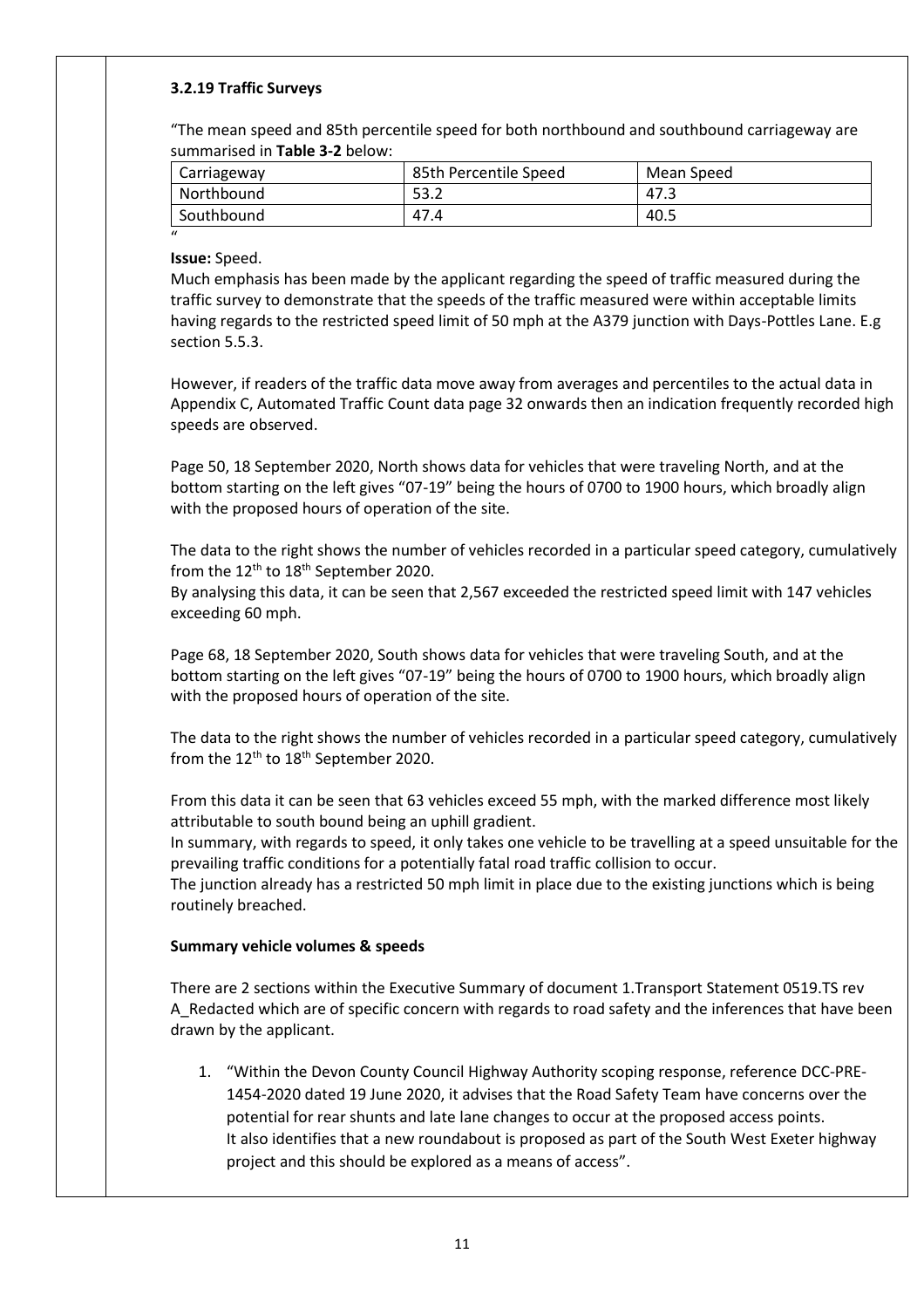**3.2.19 Traffic Surveys**

"The mean speed and 85th percentile speed for both northbound and southbound carriageway are summarised in **Table 3-2** below:

| Carriageway | 85th Percentile Speed | Mean Speed |
|---|---|---|
| Northbound | 53.2 | 47.3 |
| Southbound | 47.4 | 40.5 |

"

**Issue:** Speed.

Much emphasis has been made by the applicant regarding the speed of traffic measured during the traffic survey to demonstrate that the speeds of the traffic measured were within acceptable limits having regards to the restricted speed limit of 50 mph at the A379 junction with Days-Pottles Lane. E.g section 5.5.3.

However, if readers of the traffic data move away from averages and percentiles to the actual data in Appendix C, Automated Traffic Count data page 32 onwards then an indication frequently recorded high speeds are observed.

Page 50, 18 September 2020, North shows data for vehicles that were traveling North, and at the bottom starting on the left gives "07-19" being the hours of 0700 to 1900 hours, which broadly align with the proposed hours of operation of the site.

The data to the right shows the number of vehicles recorded in a particular speed category, cumulatively from the 12th to 18th September 2020.

By analysing this data, it can be seen that 2,567 exceeded the restricted speed limit with 147 vehicles exceeding 60 mph.

Page 68, 18 September 2020, South shows data for vehicles that were traveling South, and at the bottom starting on the left gives "07-19" being the hours of 0700 to 1900 hours, which broadly align with the proposed hours of operation of the site.

The data to the right shows the number of vehicles recorded in a particular speed category, cumulatively from the 12th to 18th September 2020.

From this data it can be seen that 63 vehicles exceed 55 mph, with the marked difference most likely attributable to south bound being an uphill gradient.

In summary, with regards to speed, it only takes one vehicle to be travelling at a speed unsuitable for the prevailing traffic conditions for a potentially fatal road traffic collision to occur.

The junction already has a restricted 50 mph limit in place due to the existing junctions which is being routinely breached.

**Summary vehicle volumes & speeds**

There are 2 sections within the Executive Summary of document 1.Transport Statement 0519.TS rev A_Redacted which are of specific concern with regards to road safety and the inferences that have been drawn by the applicant.

1. "Within the Devon County Council Highway Authority scoping response, reference DCC-PRE-1454-2020 dated 19 June 2020, it advises that the Road Safety Team have concerns over the potential for rear shunts and late lane changes to occur at the proposed access points. It also identifies that a new roundabout is proposed as part of the South West Exeter highway project and this should be explored as a means of access".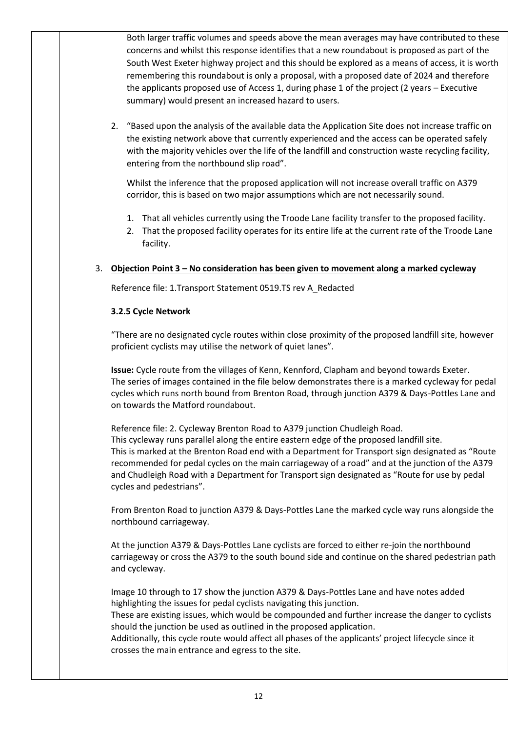Both larger traffic volumes and speeds above the mean averages may have contributed to these concerns and whilst this response identifies that a new roundabout is proposed as part of the South West Exeter highway project and this should be explored as a means of access, it is worth remembering this roundabout is only a proposal, with a proposed date of 2024 and therefore the applicants proposed use of Access 1, during phase 1 of the project (2 years – Executive summary) would present an increased hazard to users.

2. "Based upon the analysis of the available data the Application Site does not increase traffic on the existing network above that currently experienced and the access can be operated safely with the majority vehicles over the life of the landfill and construction waste recycling facility, entering from the northbound slip road".

   Whilst the inference that the proposed application will not increase overall traffic on A379 corridor, this is based on two major assumptions which are not necessarily sound.

   1. That all vehicles currently using the Troode Lane facility transfer to the proposed facility.
   2. That the proposed facility operates for its entire life at the current rate of the Troode Lane facility.

3. **<u>Objection Point 3 – No consideration has been given to movement along a marked cycleway</u>**

   Reference file: 1.Transport Statement 0519.TS rev A_Redacted

   **3.2.5 Cycle Network**

   "There are no designated cycle routes within close proximity of the proposed landfill site, however proficient cyclists may utilise the network of quiet lanes".

   **Issue:** Cycle route from the villages of Kenn, Kennford, Clapham and beyond towards Exeter. The series of images contained in the file below demonstrates there is a marked cycleway for pedal cycles which runs north bound from Brenton Road, through junction A379 & Days-Pottles Lane and on towards the Matford roundabout.

   Reference file: 2. Cycleway Brenton Road to A379 junction Chudleigh Road. This cycleway runs parallel along the entire eastern edge of the proposed landfill site. This is marked at the Brenton Road end with a Department for Transport sign designated as "Route recommended for pedal cycles on the main carriageway of a road" and at the junction of the A379 and Chudleigh Road with a Department for Transport sign designated as "Route for use by pedal cycles and pedestrians".

   From Brenton Road to junction A379 & Days-Pottles Lane the marked cycle way runs alongside the northbound carriageway.

   At the junction A379 & Days-Pottles Lane cyclists are forced to either re-join the northbound carriageway or cross the A379 to the south bound side and continue on the shared pedestrian path and cycleway.

   Image 10 through to 17 show the junction A379 & Days-Pottles Lane and have notes added highlighting the issues for pedal cyclists navigating this junction. These are existing issues, which would be compounded and further increase the danger to cyclists should the junction be used as outlined in the proposed application. Additionally, this cycle route would affect all phases of the applicants' project lifecycle since it crosses the main entrance and egress to the site.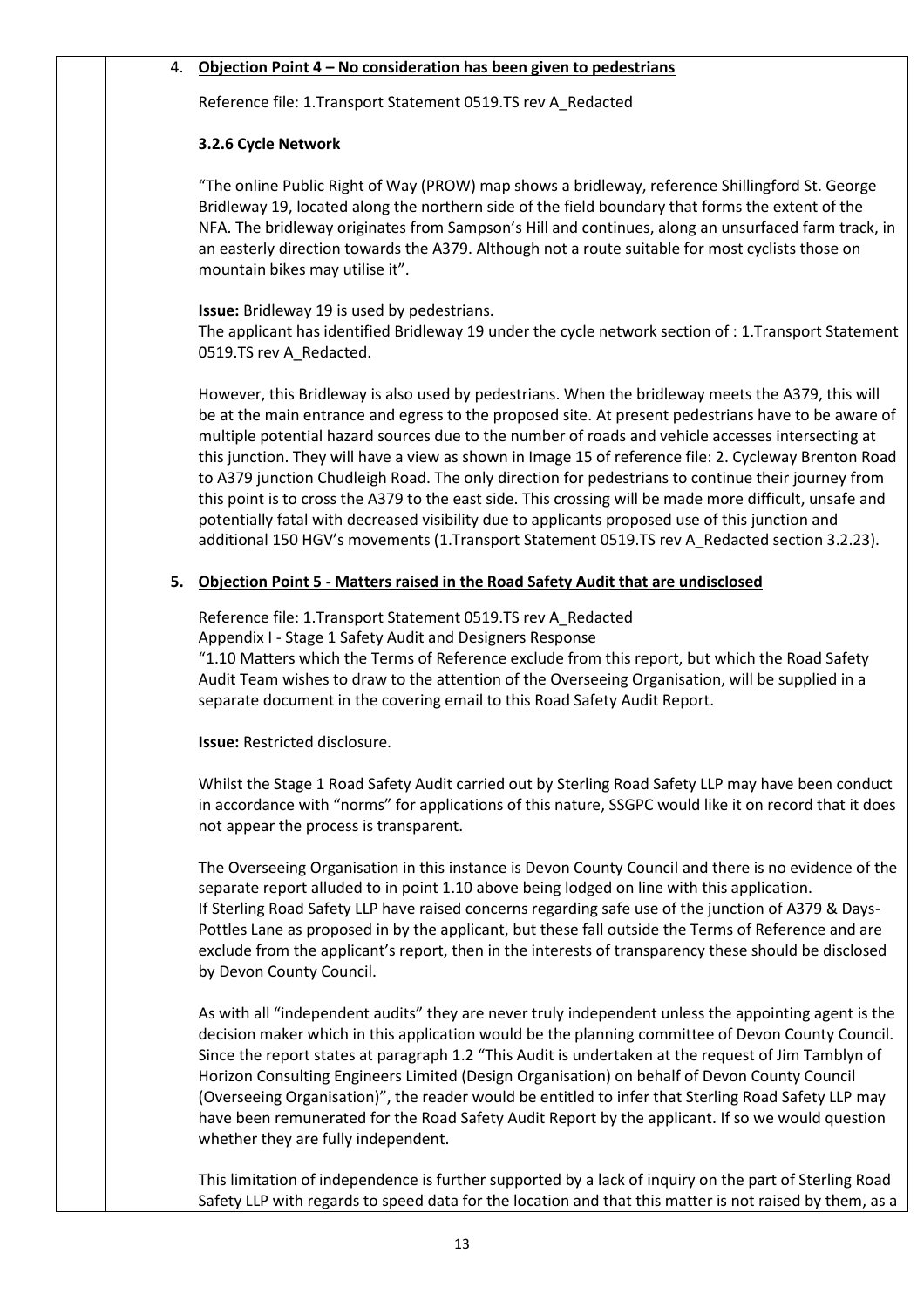4. **Objection Point 4 – No consideration has been given to pedestrians**

Reference file: 1.Transport Statement 0519.TS rev A_Redacted

**3.2.6 Cycle Network**

"The online Public Right of Way (PROW) map shows a bridleway, reference Shillingford St. George Bridleway 19, located along the northern side of the field boundary that forms the extent of the NFA. The bridleway originates from Sampson's Hill and continues, along an unsurfaced farm track, in an easterly direction towards the A379. Although not a route suitable for most cyclists those on mountain bikes may utilise it".

**Issue:** Bridleway 19 is used by pedestrians.
The applicant has identified Bridleway 19 under the cycle network section of : 1.Transport Statement 0519.TS rev A_Redacted.

However, this Bridleway is also used by pedestrians. When the bridleway meets the A379, this will be at the main entrance and egress to the proposed site. At present pedestrians have to be aware of multiple potential hazard sources due to the number of roads and vehicle accesses intersecting at this junction. They will have a view as shown in Image 15 of reference file: 2. Cycleway Brenton Road to A379 junction Chudleigh Road. The only direction for pedestrians to continue their journey from this point is to cross the A379 to the east side. This crossing will be made more difficult, unsafe and potentially fatal with decreased visibility due to applicants proposed use of this junction and additional 150 HGV's movements (1.Transport Statement 0519.TS rev A_Redacted section 3.2.23).

5. **Objection Point 5 - Matters raised in the Road Safety Audit that are undisclosed**

Reference file: 1.Transport Statement 0519.TS rev A_Redacted
Appendix I - Stage 1 Safety Audit and Designers Response
"1.10 Matters which the Terms of Reference exclude from this report, but which the Road Safety Audit Team wishes to draw to the attention of the Overseeing Organisation, will be supplied in a separate document in the covering email to this Road Safety Audit Report.

**Issue:** Restricted disclosure.

Whilst the Stage 1 Road Safety Audit carried out by Sterling Road Safety LLP may have been conduct in accordance with "norms" for applications of this nature, SSGPC would like it on record that it does not appear the process is transparent.

The Overseeing Organisation in this instance is Devon County Council and there is no evidence of the separate report alluded to in point 1.10 above being lodged on line with this application.
If Sterling Road Safety LLP have raised concerns regarding safe use of the junction of A379 & Days-Pottles Lane as proposed in by the applicant, but these fall outside the Terms of Reference and are exclude from the applicant's report, then in the interests of transparency these should be disclosed by Devon County Council.

As with all "independent audits" they are never truly independent unless the appointing agent is the decision maker which in this application would be the planning committee of Devon County Council. Since the report states at paragraph 1.2 "This Audit is undertaken at the request of Jim Tamblyn of Horizon Consulting Engineers Limited (Design Organisation) on behalf of Devon County Council (Overseeing Organisation)", the reader would be entitled to infer that Sterling Road Safety LLP may have been remunerated for the Road Safety Audit Report by the applicant. If so we would question whether they are fully independent.

This limitation of independence is further supported by a lack of inquiry on the part of Sterling Road Safety LLP with regards to speed data for the location and that this matter is not raised by them, as a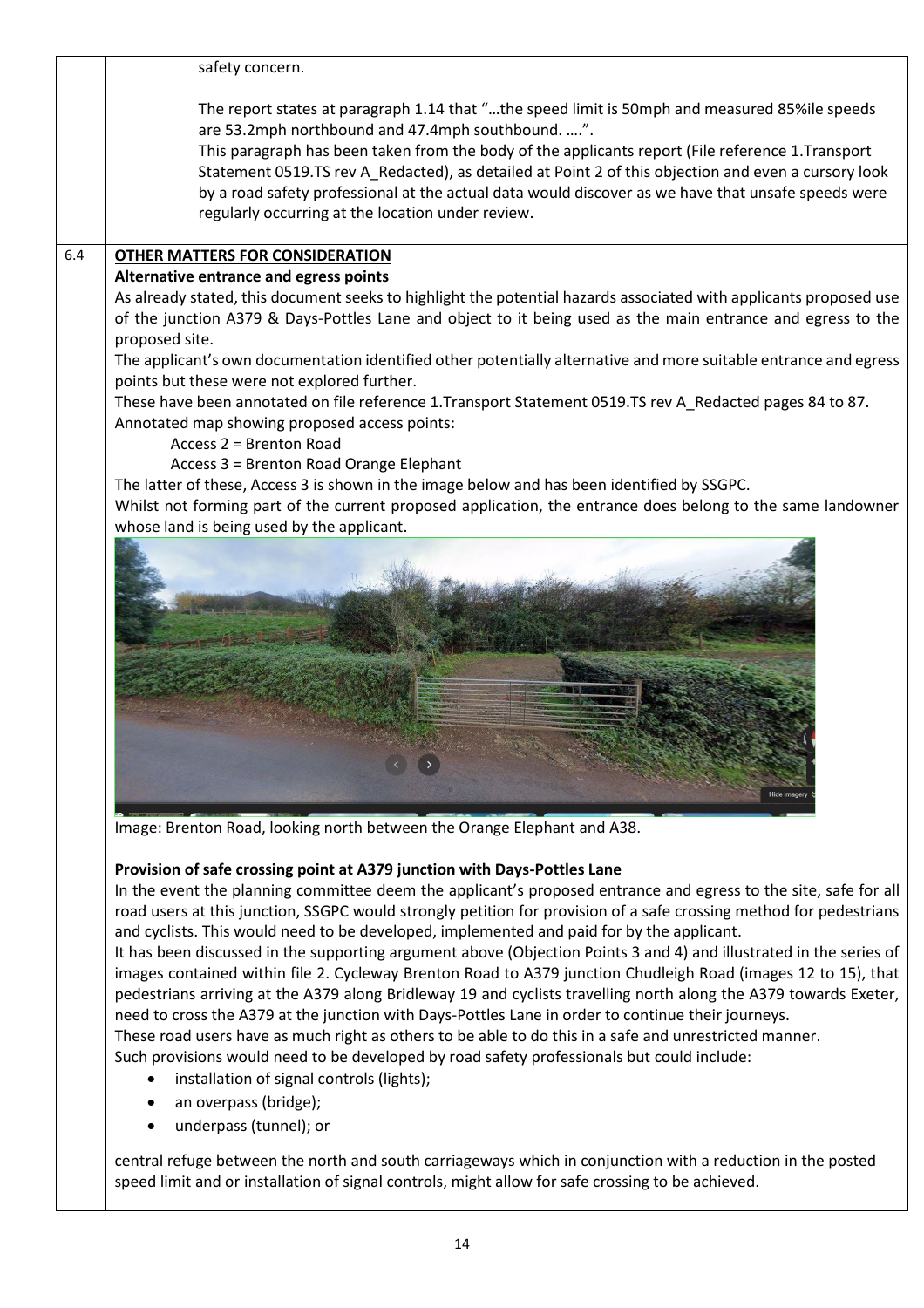safety concern.

The report states at paragraph 1.14 that "…the speed limit is 50mph and measured 85%ile speeds are 53.2mph northbound and 47.4mph southbound. ….".
This paragraph has been taken from the body of the applicants report (File reference 1.Transport Statement 0519.TS rev A_Redacted), as detailed at Point 2 of this objection and even a cursory look by a road safety professional at the actual data would discover as we have that unsafe speeds were regularly occurring at the location under review.

6.4 **OTHER MATTERS FOR CONSIDERATION**

**Alternative entrance and egress points**

As already stated, this document seeks to highlight the potential hazards associated with applicants proposed use of the junction A379 & Days-Pottles Lane and object to it being used as the main entrance and egress to the proposed site.

The applicant's own documentation identified other potentially alternative and more suitable entrance and egress points but these were not explored further.

These have been annotated on file reference 1.Transport Statement 0519.TS rev A_Redacted pages 84 to 87.

Annotated map showing proposed access points:

Access 2 = Brenton Road

Access 3 = Brenton Road Orange Elephant

The latter of these, Access 3 is shown in the image below and has been identified by SSGPC.

Whilst not forming part of the current proposed application, the entrance does belong to the same landowner whose land is being used by the applicant.

Image: Brenton Road, looking north between the Orange Elephant and A38.

**Provision of safe crossing point at A379 junction with Days-Pottles Lane**

In the event the planning committee deem the applicant's proposed entrance and egress to the site, safe for all road users at this junction, SSGPC would strongly petition for provision of a safe crossing method for pedestrians and cyclists. This would need to be developed, implemented and paid for by the applicant.

It has been discussed in the supporting argument above (Objection Points 3 and 4) and illustrated in the series of images contained within file 2. Cycleway Brenton Road to A379 junction Chudleigh Road (images 12 to 15), that pedestrians arriving at the A379 along Bridleway 19 and cyclists travelling north along the A379 towards Exeter, need to cross the A379 at the junction with Days-Pottles Lane in order to continue their journeys.

These road users have as much right as others to be able to do this in a safe and unrestricted manner.

Such provisions would need to be developed by road safety professionals but could include:

- installation of signal controls (lights);
- an overpass (bridge);
- underpass (tunnel); or

central refuge between the north and south carriageways which in conjunction with a reduction in the posted speed limit and or installation of signal controls, might allow for safe crossing to be achieved.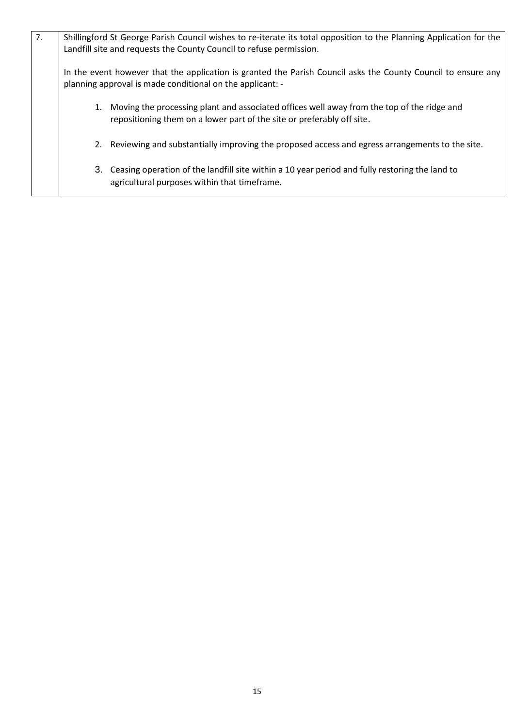| | |
|---|---|
| 7. | Shillingford St George Parish Council wishes to re-iterate its total opposition to the Planning Application for the Landfill site and requests the County Council to refuse permission.<br><br>In the event however that the application is granted the Parish Council asks the County Council to ensure any planning approval is made conditional on the applicant: -<br><br>1. Moving the processing plant and associated offices well away from the top of the ridge and repositioning them on a lower part of the site or preferably off site.<br><br>2. Reviewing and substantially improving the proposed access and egress arrangements to the site.<br><br>3. Ceasing operation of the landfill site within a 10 year period and fully restoring the land to agricultural purposes within that timeframe. |